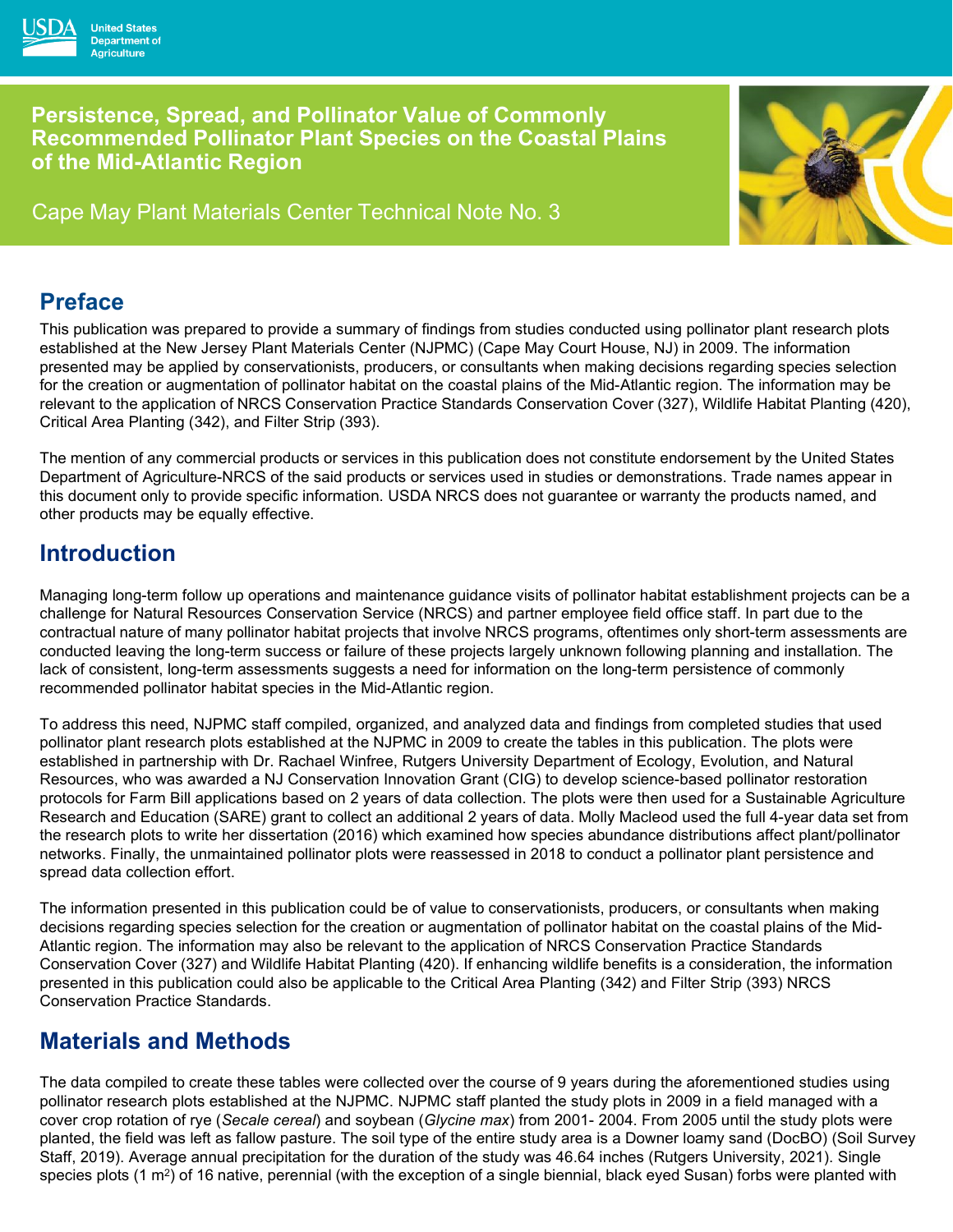United States Department of Agriculture

# Persistence, Spread, and Pollinator Value of Commonly Recommended Pollinator Plant Species on the Coastal Plains of the Mid-Atlantic Region

Cape May Plant Materials Center Technical Note No. 3

## Preface

This publication was prepared to provide a summary of findings from studies conducted using pollinator plant research plots established at the New Jersey Plant Materials Center (NJPMC) (Cape May Court House, NJ) in 2009. The information presented may be applied by conservationists, producers, or consultants when making decisions regarding species selection for the creation or augmentation of pollinator habitat on the coastal plains of the Mid-Atlantic region. The information may be relevant to the application of NRCS Conservation Practice Standards Conservation Cover (327), Wildlife Habitat Planting (420), Critical Area Planting (342), and Filter Strip (393).

The mention of any commercial products or services in this publication does not constitute endorsement by the United States Department of Agriculture-NRCS of the said products or services used in studies or demonstrations. Trade names appear in this document only to provide specific information. USDA NRCS does not guarantee or warranty the products named, and other products may be equally effective.

## Introduction

Managing long-term follow up operations and maintenance guidance visits of pollinator habitat establishment projects can be a challenge for Natural Resources Conservation Service (NRCS) and partner employee field office staff. In part due to the contractual nature of many pollinator habitat projects that involve NRCS programs, oftentimes only short-term assessments are conducted leaving the long-term success or failure of these projects largely unknown following planning and installation. The lack of consistent, long-term assessments suggests a need for information on the long-term persistence of commonly recommended pollinator habitat species in the Mid-Atlantic region.

To address this need, NJPMC staff compiled, organized, and analyzed data and findings from completed studies that used pollinator plant research plots established at the NJPMC in 2009 to create the tables in this publication. The plots were established in partnership with Dr. Rachael Winfree, Rutgers University Department of Ecology, Evolution, and Natural Resources, who was awarded a NJ Conservation Innovation Grant (CIG) to develop science-based pollinator restoration protocols for Farm Bill applications based on 2 years of data collection. The plots were then used for a Sustainable Agriculture Research and Education (SARE) grant to collect an additional 2 years of data. Molly Macleod used the full 4-year data set from the research plots to write her dissertation (2016) which examined how species abundance distributions affect plant/pollinator networks. Finally, the unmaintained pollinator plots were reassessed in 2018 to conduct a pollinator plant persistence and spread data collection effort.

The information presented in this publication could be of value to conservationists, producers, or consultants when making decisions regarding species selection for the creation or augmentation of pollinator habitat on the coastal plains of the Mid-Atlantic region. The information may also be relevant to the application of NRCS Conservation Practice Standards Conservation Cover (327) and Wildlife Habitat Planting (420). If enhancing wildlife benefits is a consideration, the information presented in this publication could also be applicable to the Critical Area Planting (342) and Filter Strip (393) NRCS Conservation Practice Standards.

## Materials and Methods

The data compiled to create these tables were collected over the course of 9 years during the aforementioned studies using pollinator research plots established at the NJPMC. NJPMC staff planted the study plots in 2009 in a field managed with a cover crop rotation of rye (*Secale cereal*) and soybean (*Glycine max*) from 2001- 2004. From 2005 until the study plots were planted, the field was left as fallow pasture. The soil type of the entire study area is a Downer loamy sand (DocBO) (Soil Survey Staff, 2019). Average annual precipitation for the duration of the study was 46.64 inches (Rutgers University, 2021). Single species plots (1 m$^2$) of 16 native, perennial (with the exception of a single biennial, black eyed Susan) forbs were planted with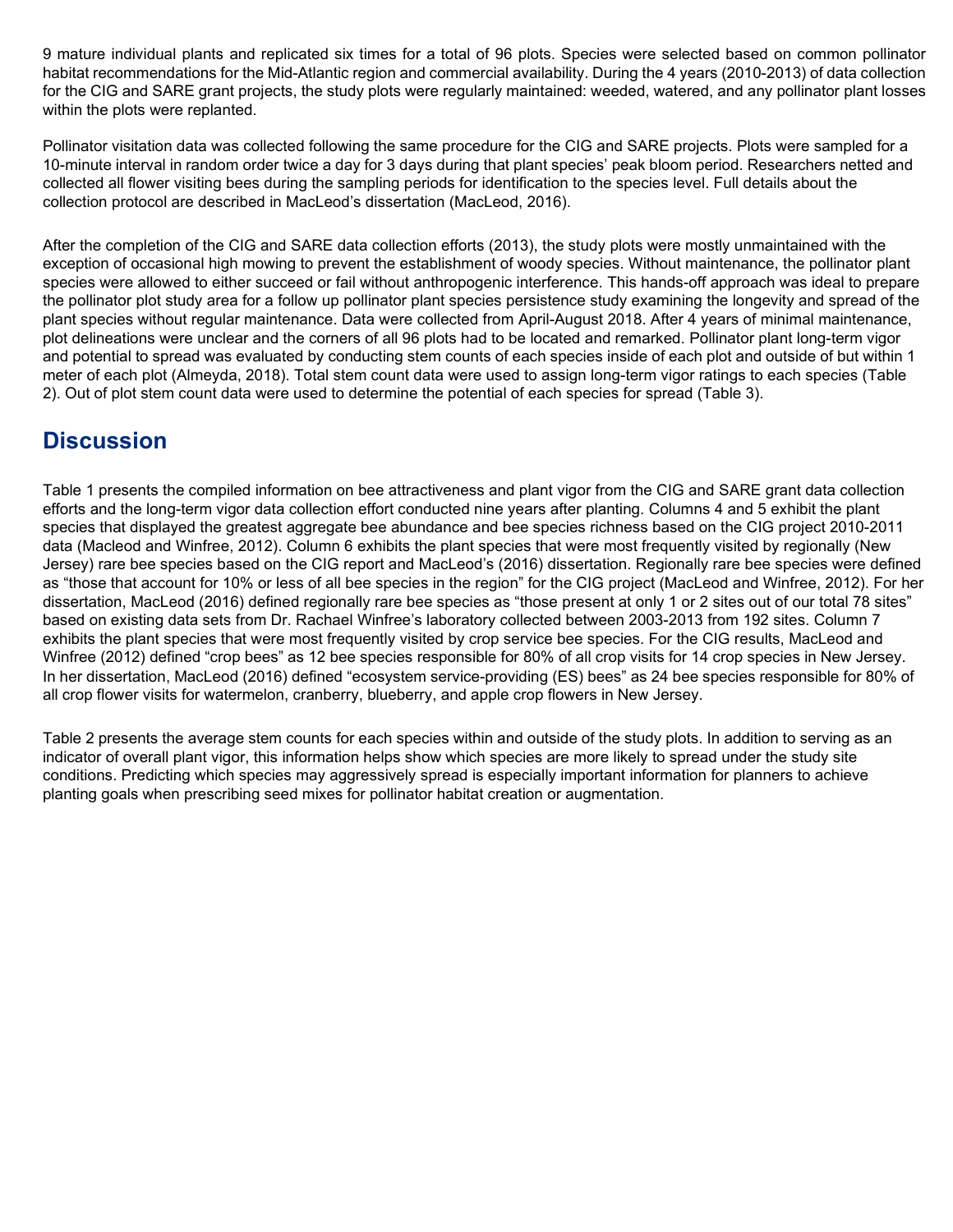9 mature individual plants and replicated six times for a total of 96 plots. Species were selected based on common pollinator habitat recommendations for the Mid-Atlantic region and commercial availability. During the 4 years (2010-2013) of data collection for the CIG and SARE grant projects, the study plots were regularly maintained: weeded, watered, and any pollinator plant losses within the plots were replanted.

Pollinator visitation data was collected following the same procedure for the CIG and SARE projects. Plots were sampled for a 10-minute interval in random order twice a day for 3 days during that plant species' peak bloom period. Researchers netted and collected all flower visiting bees during the sampling periods for identification to the species level. Full details about the collection protocol are described in MacLeod's dissertation (MacLeod, 2016).

After the completion of the CIG and SARE data collection efforts (2013), the study plots were mostly unmaintained with the exception of occasional high mowing to prevent the establishment of woody species. Without maintenance, the pollinator plant species were allowed to either succeed or fail without anthropogenic interference. This hands-off approach was ideal to prepare the pollinator plot study area for a follow up pollinator plant species persistence study examining the longevity and spread of the plant species without regular maintenance. Data were collected from April-August 2018. After 4 years of minimal maintenance, plot delineations were unclear and the corners of all 96 plots had to be located and remarked. Pollinator plant long-term vigor and potential to spread was evaluated by conducting stem counts of each species inside of each plot and outside of but within 1 meter of each plot (Almeyda, 2018). Total stem count data were used to assign long-term vigor ratings to each species (Table 2). Out of plot stem count data were used to determine the potential of each species for spread (Table 3).

## Discussion

Table 1 presents the compiled information on bee attractiveness and plant vigor from the CIG and SARE grant data collection efforts and the long-term vigor data collection effort conducted nine years after planting. Columns 4 and 5 exhibit the plant species that displayed the greatest aggregate bee abundance and bee species richness based on the CIG project 2010-2011 data (Macleod and Winfree, 2012). Column 6 exhibits the plant species that were most frequently visited by regionally (New Jersey) rare bee species based on the CIG report and MacLeod's (2016) dissertation. Regionally rare bee species were defined as "those that account for 10% or less of all bee species in the region" for the CIG project (MacLeod and Winfree, 2012). For her dissertation, MacLeod (2016) defined regionally rare bee species as "those present at only 1 or 2 sites out of our total 78 sites" based on existing data sets from Dr. Rachael Winfree's laboratory collected between 2003-2013 from 192 sites. Column 7 exhibits the plant species that were most frequently visited by crop service bee species. For the CIG results, MacLeod and Winfree (2012) defined "crop bees" as 12 bee species responsible for 80% of all crop visits for 14 crop species in New Jersey. In her dissertation, MacLeod (2016) defined "ecosystem service-providing (ES) bees" as 24 bee species responsible for 80% of all crop flower visits for watermelon, cranberry, blueberry, and apple crop flowers in New Jersey.

Table 2 presents the average stem counts for each species within and outside of the study plots. In addition to serving as an indicator of overall plant vigor, this information helps show which species are more likely to spread under the study site conditions. Predicting which species may aggressively spread is especially important information for planners to achieve planting goals when prescribing seed mixes for pollinator habitat creation or augmentation.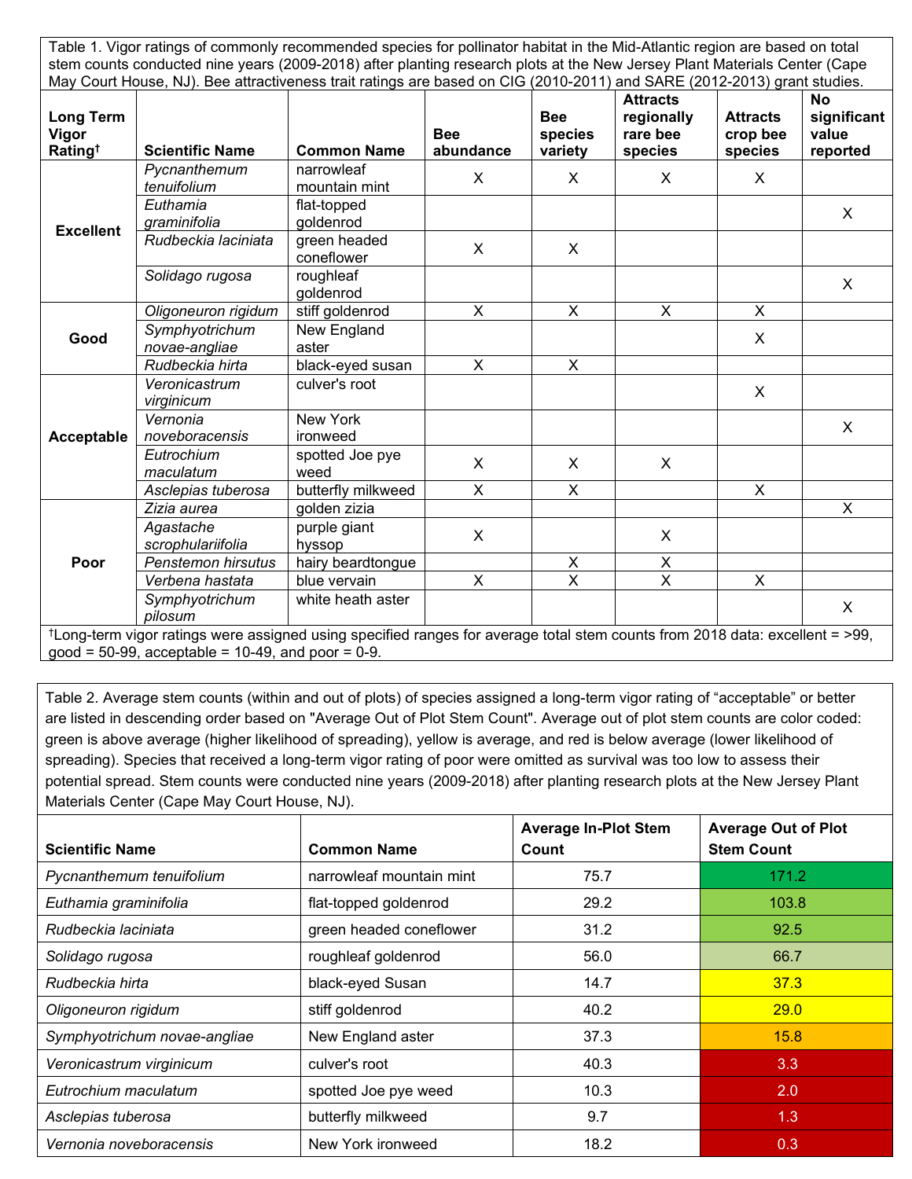Table 1. Vigor ratings of commonly recommended species for pollinator habitat in the Mid-Atlantic region are based on total stem counts conducted nine years (2009-2018) after planting research plots at the New Jersey Plant Materials Center (Cape May Court House, NJ). Bee attractiveness trait ratings are based on CIG (2010-2011) and SARE (2012-2013) grant studies.

| Long Term Vigor Rating† | Scientific Name | Common Name | Bee abundance | Bee species variety | Attracts regionally rare bee species | Attracts crop bee species | No significant value reported |
|---|---|---|---|---|---|---|---|
| Excellent | *Pycnanthemum tenuifolium* | narrowleaf mountain mint | X | X | X | X | |
| | *Euthamia graminifolia* | flat-topped goldenrod | | | | | X |
| | *Rudbeckia laciniata* | green headed coneflower | X | X | | | |
| | *Solidago rugosa* | roughleaf goldenrod | | | | | X |
| Good | *Oligoneuron rigidum* | stiff goldenrod | X | X | X | X | |
| | *Symphyotrichum novae-angliae* | New England aster | | | | X | |
| | *Rudbeckia hirta* | black-eyed susan | X | X | | | |
| Acceptable | *Veronicastrum virginicum* | culver's root | | | | X | |
| | *Vernonia noveboracensis* | New York ironweed | | | | | X |
| | *Eutrochium maculatum* | spotted Joe pye weed | X | X | X | | |
| | *Asclepias tuberosa* | butterfly milkweed | X | X | | X | |
| Poor | *Zizia aurea* | golden zizia | | | | | X |
| | *Agastache scrophulariifolia* | purple giant hyssop | X | | X | | |
| | *Penstemon hirsutus* | hairy beardtongue | | X | X | | |
| | *Verbena hastata* | blue vervain | X | X | X | X | |
| | *Symphyotrichum pilosum* | white heath aster | | | | | X |

†Long-term vigor ratings were assigned using specified ranges for average total stem counts from 2018 data: excellent = >99, good = 50-99, acceptable = 10-49, and poor = 0-9.

Table 2. Average stem counts (within and out of plots) of species assigned a long-term vigor rating of "acceptable" or better are listed in descending order based on "Average Out of Plot Stem Count". Average out of plot stem counts are color coded: green is above average (higher likelihood of spreading), yellow is average, and red is below average (lower likelihood of spreading). Species that received a long-term vigor rating of poor were omitted as survival was too low to assess their potential spread. Stem counts were conducted nine years (2009-2018) after planting research plots at the New Jersey Plant Materials Center (Cape May Court House, NJ).

| Scientific Name | Common Name | Average In-Plot Stem Count | Average Out of Plot Stem Count |
|---|---|---|---|
| *Pycnanthemum tenuifolium* | narrowleaf mountain mint | 75.7 | 171.2 |
| *Euthamia graminifolia* | flat-topped goldenrod | 29.2 | 103.8 |
| *Rudbeckia laciniata* | green headed coneflower | 31.2 | 92.5 |
| *Solidago rugosa* | roughleaf goldenrod | 56.0 | 66.7 |
| *Rudbeckia hirta* | black-eyed Susan | 14.7 | 37.3 |
| *Oligoneuron rigidum* | stiff goldenrod | 40.2 | 29.0 |
| *Symphyotrichum novae-angliae* | New England aster | 37.3 | 15.8 |
| *Veronicastrum virginicum* | culver's root | 40.3 | 3.3 |
| *Eutrochium maculatum* | spotted Joe pye weed | 10.3 | 2.0 |
| *Asclepias tuberosa* | butterfly milkweed | 9.7 | 1.3 |
| *Vernonia noveboracensis* | New York ironweed | 18.2 | 0.3 |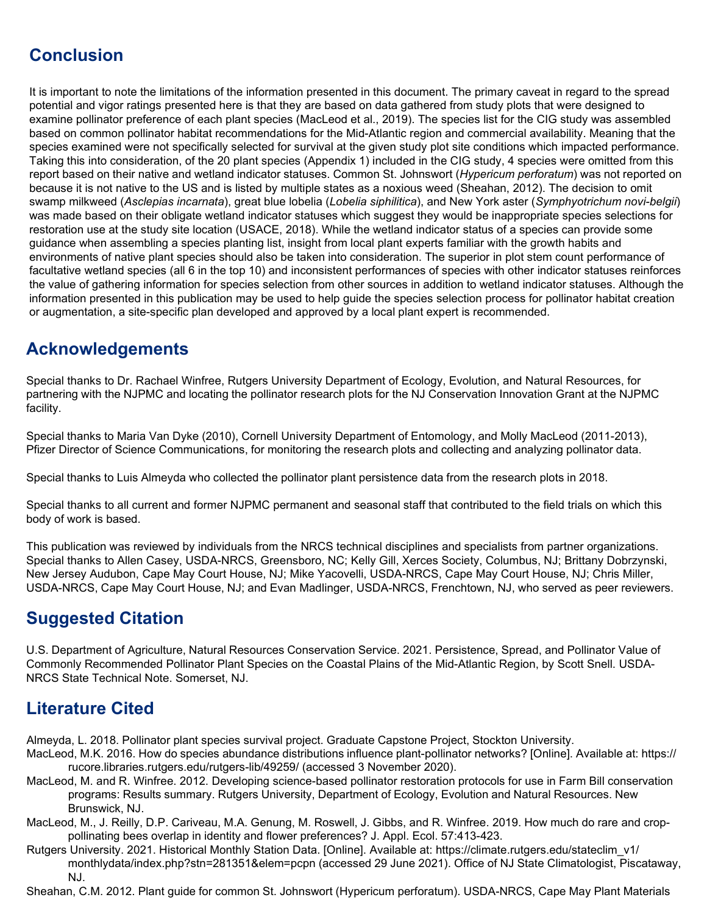## Conclusion

It is important to note the limitations of the information presented in this document. The primary caveat in regard to the spread potential and vigor ratings presented here is that they are based on data gathered from study plots that were designed to examine pollinator preference of each plant species (MacLeod et al., 2019). The species list for the CIG study was assembled based on common pollinator habitat recommendations for the Mid-Atlantic region and commercial availability. Meaning that the species examined were not specifically selected for survival at the given study plot site conditions which impacted performance. Taking this into consideration, of the 20 plant species (Appendix 1) included in the CIG study, 4 species were omitted from this report based on their native and wetland indicator statuses. Common St. Johnswort (*Hypericum perforatum*) was not reported on because it is not native to the US and is listed by multiple states as a noxious weed (Sheahan, 2012). The decision to omit swamp milkweed (*Asclepias incarnata*), great blue lobelia (*Lobelia siphilitica*), and New York aster (*Symphyotrichum novi-belgii*) was made based on their obligate wetland indicator statuses which suggest they would be inappropriate species selections for restoration use at the study site location (USACE, 2018). While the wetland indicator status of a species can provide some guidance when assembling a species planting list, insight from local plant experts familiar with the growth habits and environments of native plant species should also be taken into consideration. The superior in plot stem count performance of facultative wetland species (all 6 in the top 10) and inconsistent performances of species with other indicator statuses reinforces the value of gathering information for species selection from other sources in addition to wetland indicator statuses. Although the information presented in this publication may be used to help guide the species selection process for pollinator habitat creation or augmentation, a site-specific plan developed and approved by a local plant expert is recommended.

## Acknowledgements

Special thanks to Dr. Rachael Winfree, Rutgers University Department of Ecology, Evolution, and Natural Resources, for partnering with the NJPMC and locating the pollinator research plots for the NJ Conservation Innovation Grant at the NJPMC facility.

Special thanks to Maria Van Dyke (2010), Cornell University Department of Entomology, and Molly MacLeod (2011-2013), Pfizer Director of Science Communications, for monitoring the research plots and collecting and analyzing pollinator data.

Special thanks to Luis Almeyda who collected the pollinator plant persistence data from the research plots in 2018.

Special thanks to all current and former NJPMC permanent and seasonal staff that contributed to the field trials on which this body of work is based.

This publication was reviewed by individuals from the NRCS technical disciplines and specialists from partner organizations. Special thanks to Allen Casey, USDA-NRCS, Greensboro, NC; Kelly Gill, Xerces Society, Columbus, NJ; Brittany Dobrzynski, New Jersey Audubon, Cape May Court House, NJ; Mike Yacovelli, USDA-NRCS, Cape May Court House, NJ; Chris Miller, USDA-NRCS, Cape May Court House, NJ; and Evan Madlinger, USDA-NRCS, Frenchtown, NJ, who served as peer reviewers.

## Suggested Citation

U.S. Department of Agriculture, Natural Resources Conservation Service. 2021. Persistence, Spread, and Pollinator Value of Commonly Recommended Pollinator Plant Species on the Coastal Plains of the Mid-Atlantic Region, by Scott Snell. USDA-NRCS State Technical Note. Somerset, NJ.

## Literature Cited

Almeyda, L. 2018. Pollinator plant species survival project. Graduate Capstone Project, Stockton University.

MacLeod, M.K. 2016. How do species abundance distributions influence plant-pollinator networks? [Online]. Available at: https://rucore.libraries.rutgers.edu/rutgers-lib/49259/ (accessed 3 November 2020).

MacLeod, M. and R. Winfree. 2012. Developing science-based pollinator restoration protocols for use in Farm Bill conservation programs: Results summary. Rutgers University, Department of Ecology, Evolution and Natural Resources. New Brunswick, NJ.

MacLeod, M., J. Reilly, D.P. Cariveau, M.A. Genung, M. Roswell, J. Gibbs, and R. Winfree. 2019. How much do rare and crop-pollinating bees overlap in identity and flower preferences? J. Appl. Ecol. 57:413-423.

Rutgers University. 2021. Historical Monthly Station Data. [Online]. Available at: https://climate.rutgers.edu/stateclim_v1/monthlydata/index.php?stn=281351&elem=pcpn (accessed 29 June 2021). Office of NJ State Climatologist, Piscataway, NJ.

Sheahan, C.M. 2012. Plant guide for common St. Johnswort (Hypericum perforatum). USDA-NRCS, Cape May Plant Materials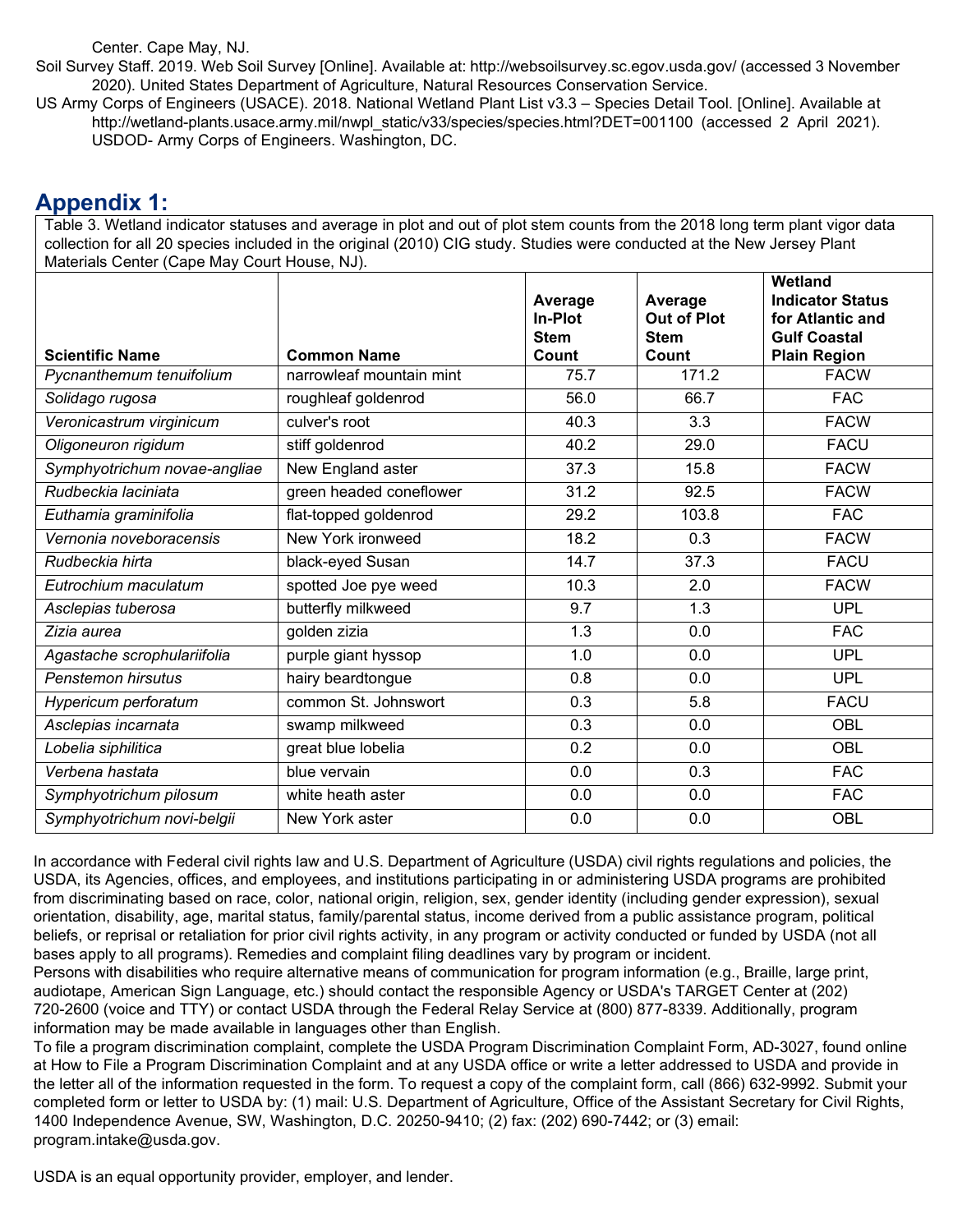Center. Cape May, NJ.

Soil Survey Staff. 2019. Web Soil Survey [Online]. Available at: http://websoilsurvey.sc.egov.usda.gov/ (accessed 3 November 2020). United States Department of Agriculture, Natural Resources Conservation Service.

US Army Corps of Engineers (USACE). 2018. National Wetland Plant List v3.3 – Species Detail Tool. [Online]. Available at http://wetland-plants.usace.army.mil/nwpl_static/v33/species/species.html?DET=001100 (accessed 2 April 2021). USDOD- Army Corps of Engineers. Washington, DC.

# Appendix 1:

Table 3. Wetland indicator statuses and average in plot and out of plot stem counts from the 2018 long term plant vigor data collection for all 20 species included in the original (2010) CIG study. Studies were conducted at the New Jersey Plant Materials Center (Cape May Court House, NJ).

| Scientific Name | Common Name | Average In-Plot Stem Count | Average Out of Plot Stem Count | Wetland Indicator Status for Atlantic and Gulf Coastal Plain Region |
|---|---|---|---|---|
| *Pycnanthemum tenuifolium* | narrowleaf mountain mint | 75.7 | 171.2 | FACW |
| *Solidago rugosa* | roughleaf goldenrod | 56.0 | 66.7 | FAC |
| *Veronicastrum virginicum* | culver's root | 40.3 | 3.3 | FACW |
| *Oligoneuron rigidum* | stiff goldenrod | 40.2 | 29.0 | FACU |
| *Symphyotrichum novae-angliae* | New England aster | 37.3 | 15.8 | FACW |
| *Rudbeckia laciniata* | green headed coneflower | 31.2 | 92.5 | FACW |
| *Euthamia graminifolia* | flat-topped goldenrod | 29.2 | 103.8 | FAC |
| *Vernonia noveboracensis* | New York ironweed | 18.2 | 0.3 | FACW |
| *Rudbeckia hirta* | black-eyed Susan | 14.7 | 37.3 | FACU |
| *Eutrochium maculatum* | spotted Joe pye weed | 10.3 | 2.0 | FACW |
| *Asclepias tuberosa* | butterfly milkweed | 9.7 | 1.3 | UPL |
| *Zizia aurea* | golden zizia | 1.3 | 0.0 | FAC |
| *Agastache scrophulariifolia* | purple giant hyssop | 1.0 | 0.0 | UPL |
| *Penstemon hirsutus* | hairy beardtongue | 0.8 | 0.0 | UPL |
| *Hypericum perforatum* | common St. Johnswort | 0.3 | 5.8 | FACU |
| *Asclepias incarnata* | swamp milkweed | 0.3 | 0.0 | OBL |
| *Lobelia siphilitica* | great blue lobelia | 0.2 | 0.0 | OBL |
| *Verbena hastata* | blue vervain | 0.0 | 0.3 | FAC |
| *Symphyotrichum pilosum* | white heath aster | 0.0 | 0.0 | FAC |
| *Symphyotrichum novi-belgii* | New York aster | 0.0 | 0.0 | OBL |

In accordance with Federal civil rights law and U.S. Department of Agriculture (USDA) civil rights regulations and policies, the USDA, its Agencies, offices, and employees, and institutions participating in or administering USDA programs are prohibited from discriminating based on race, color, national origin, religion, sex, gender identity (including gender expression), sexual orientation, disability, age, marital status, family/parental status, income derived from a public assistance program, political beliefs, or reprisal or retaliation for prior civil rights activity, in any program or activity conducted or funded by USDA (not all bases apply to all programs). Remedies and complaint filing deadlines vary by program or incident.

Persons with disabilities who require alternative means of communication for program information (e.g., Braille, large print, audiotape, American Sign Language, etc.) should contact the responsible Agency or USDA's TARGET Center at (202) 720-2600 (voice and TTY) or contact USDA through the Federal Relay Service at (800) 877-8339. Additionally, program information may be made available in languages other than English.

To file a program discrimination complaint, complete the USDA Program Discrimination Complaint Form, AD-3027, found online at How to File a Program Discrimination Complaint and at any USDA office or write a letter addressed to USDA and provide in the letter all of the information requested in the form. To request a copy of the complaint form, call (866) 632-9992. Submit your completed form or letter to USDA by: (1) mail: U.S. Department of Agriculture, Office of the Assistant Secretary for Civil Rights, 1400 Independence Avenue, SW, Washington, D.C. 20250-9410; (2) fax: (202) 690-7442; or (3) email: program.intake@usda.gov.

USDA is an equal opportunity provider, employer, and lender.